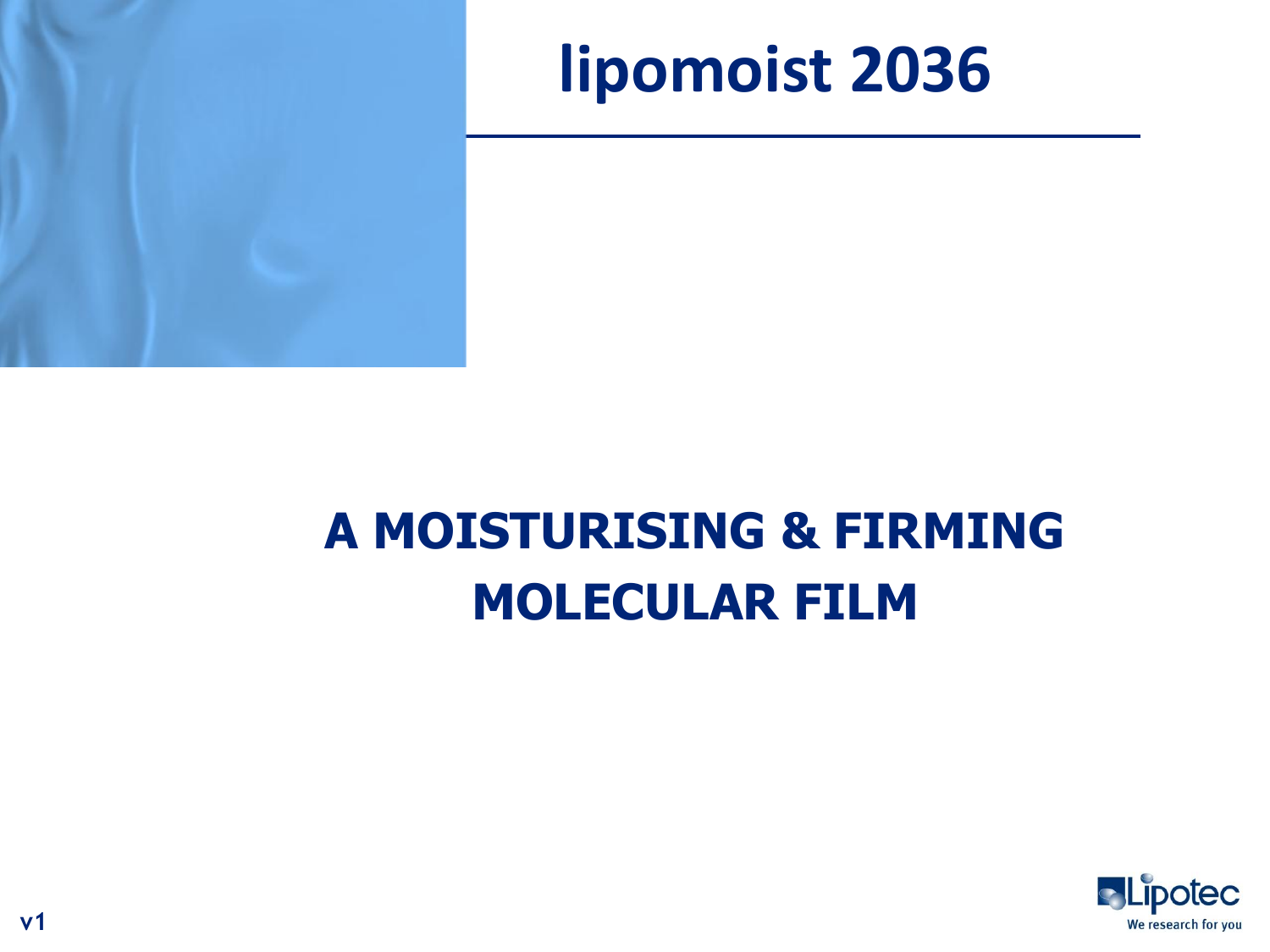# lipomoist 2036

## A MOISTURISING & FIRMING MOLECULAR FILM

Lipotec
We research for you

v1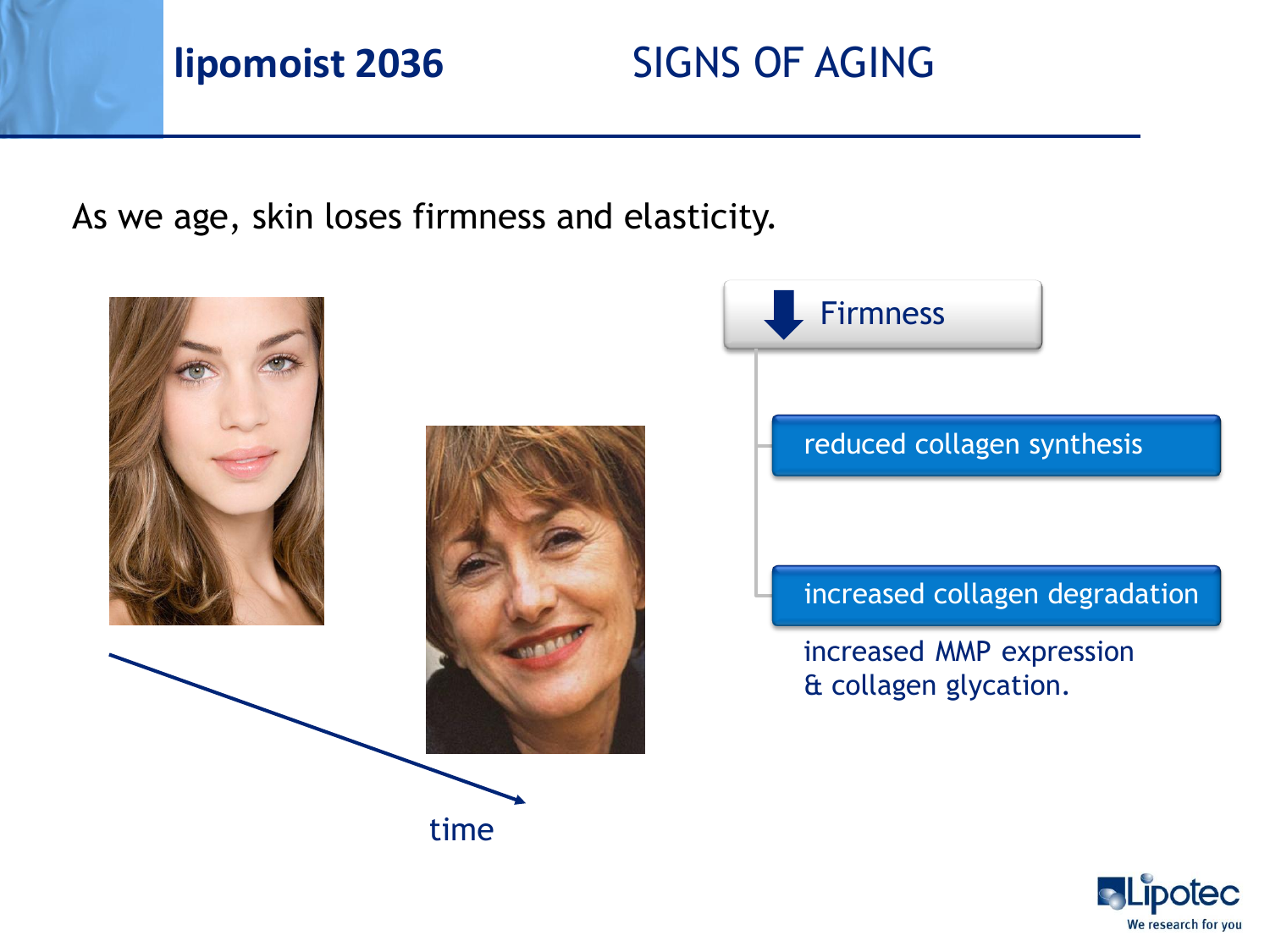# lipomoist 2036 — SIGNS OF AGING

As we age, skin loses firmness and elasticity.

time

**↓ Firmness**

- reduced collagen synthesis
- increased collagen degradation

  increased MMP expression & collagen glycation.

Lipotec — We research for you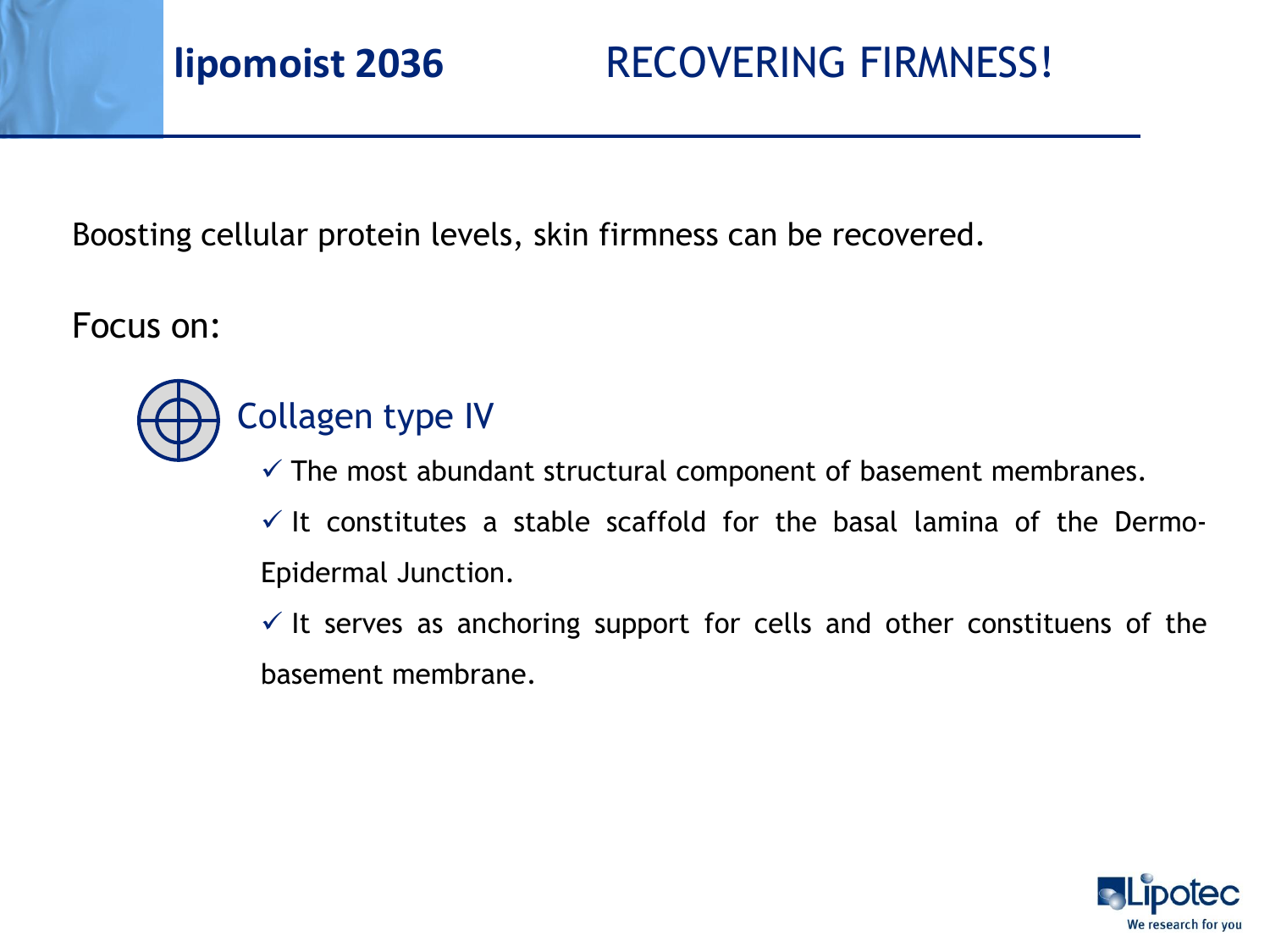# lipomoist 2036 RECOVERING FIRMNESS!

Boosting cellular protein levels, skin firmness can be recovered.

Focus on:

## Collagen type IV

- ✓ The most abundant structural component of basement membranes.
- ✓ It constitutes a stable scaffold for the basal lamina of the Dermo-Epidermal Junction.
- ✓ It serves as anchoring support for cells and other constituens of the basement membrane.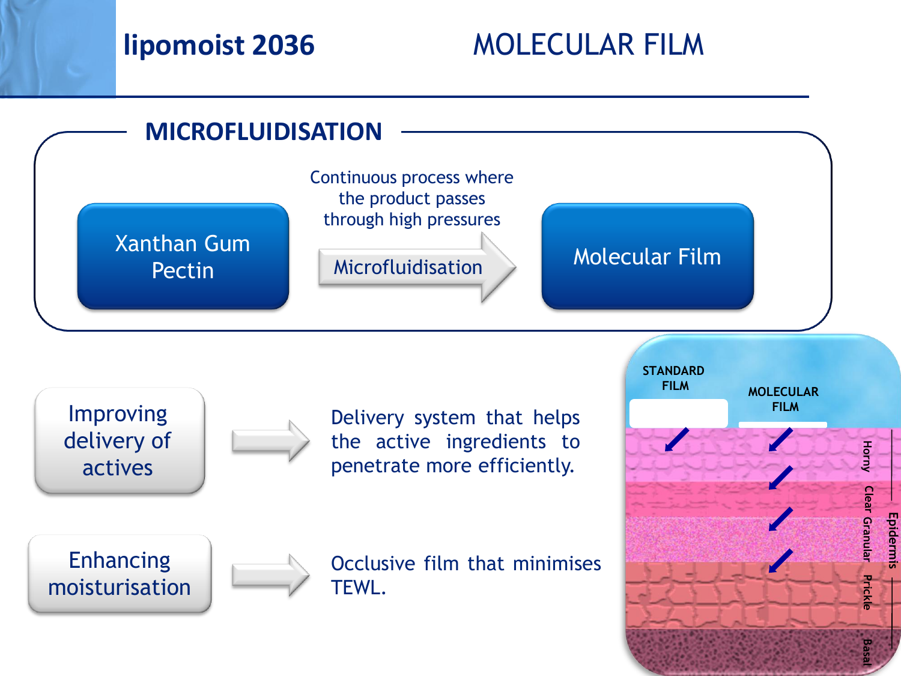# lipomoist 2036 — MOLECULAR FILM

## MICROFLUIDISATION

Xanthan Gum
Pectin

Continuous process where the product passes through high pressures

Microfluidisation →

Molecular Film

---

**Improving delivery of actives** → Delivery system that helps the active ingredients to penetrate more efficiently.

**Enhancing moisturisation** → Occlusive film that minimises TEWL.

STANDARD FILM

MOLECULAR FILM

Horny

Clear

Granular

Prickle

Basal

Epidermis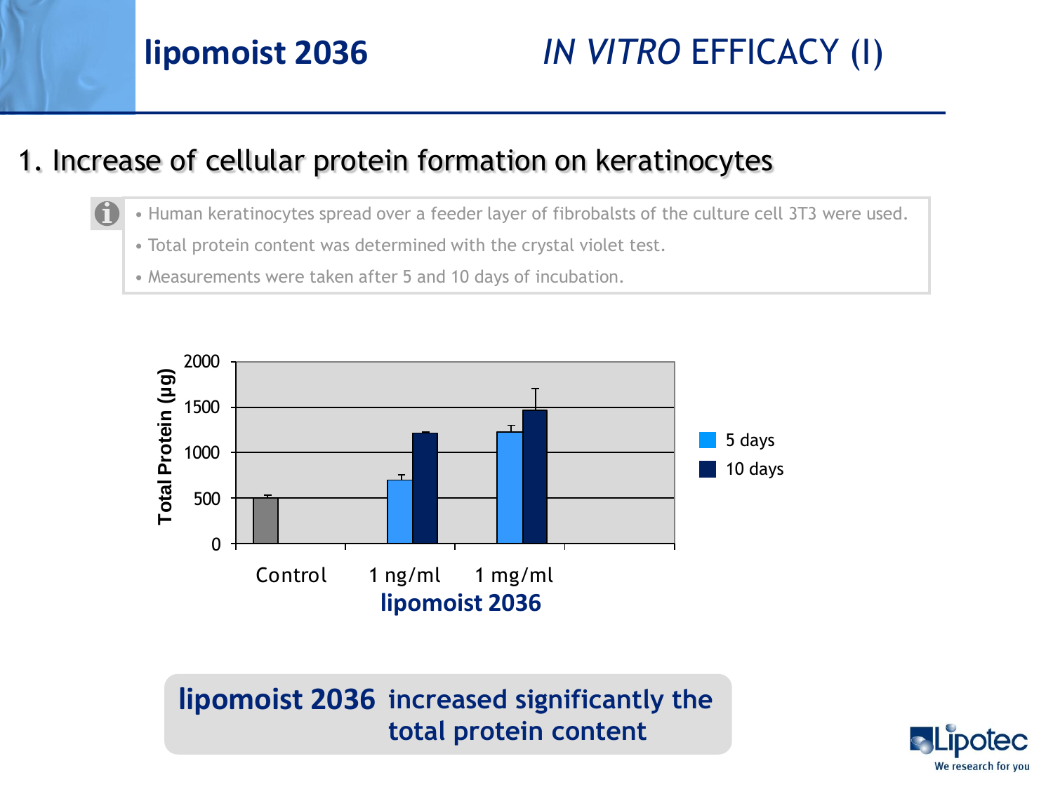# lipomoist 2036 — *IN VITRO* EFFICACY (I)

## 1. Increase of cellular protein formation on keratinocytes

- Human keratinocytes spread over a feeder layer of fibrobalsts of the culture cell 3T3 were used.
- Total protein content was determined with the crystal violet test.
- Measurements were taken after 5 and 10 days of incubation.

Total Protein (µg)

2000
1500
1000
500
0

Control | 1 ng/ml | 1 mg/ml

**lipomoist 2036**

5 days
10 days

**lipomoist 2036 increased significantly the total protein content**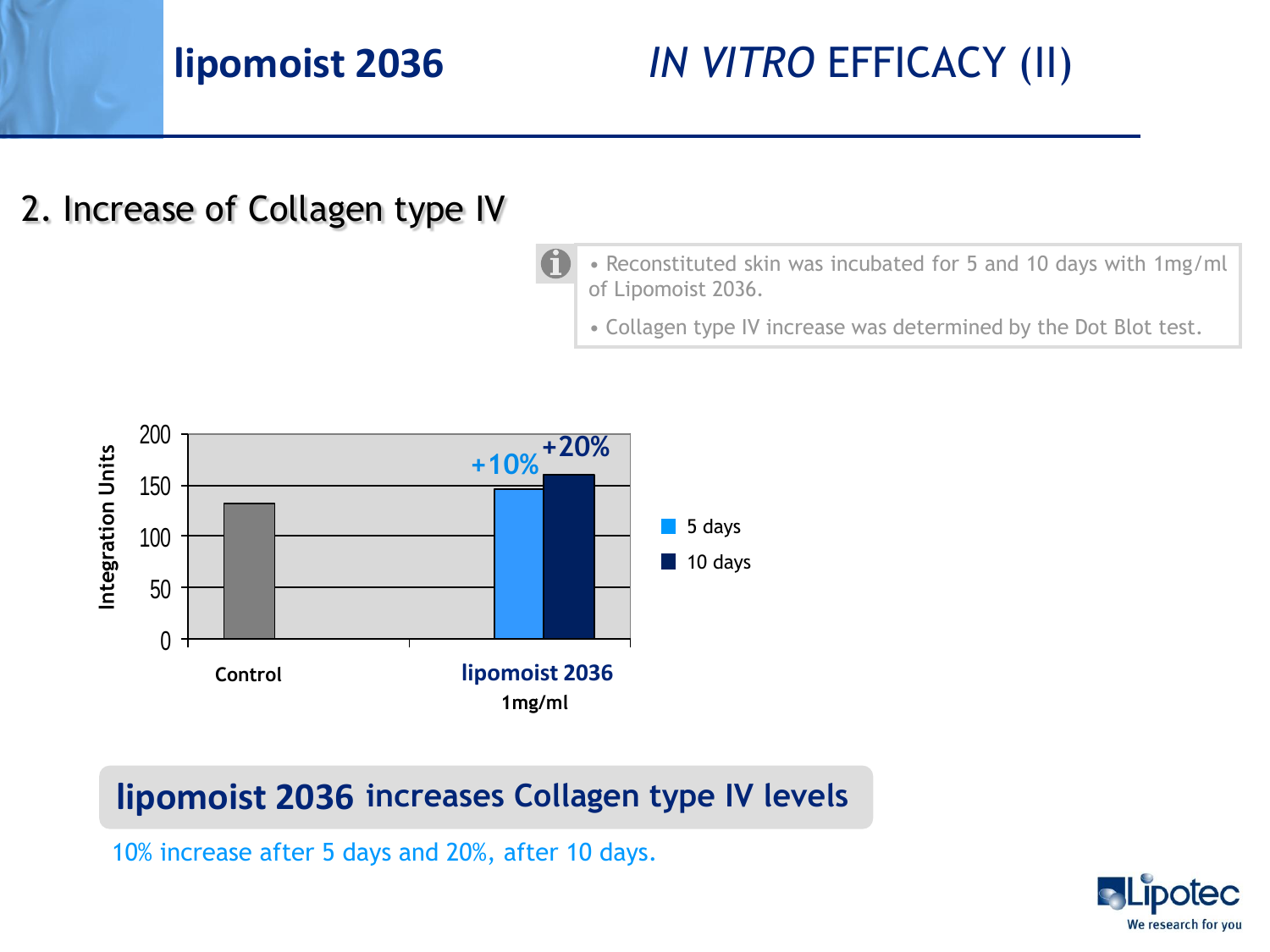# lipomoist 2036 — *IN VITRO* EFFICACY (II)

## 2. Increase of Collagen type IV

- Reconstituted skin was incubated for 5 and 10 days with 1mg/ml of Lipomoist 2036.
- Collagen type IV increase was determined by the Dot Blot test.

Integration Units

200
150
100
50
0

Control

lipomoist 2036
1mg/ml

+10%
+20%

5 days
10 days

**lipomoist 2036 increases Collagen type IV levels**

10% increase after 5 days and 20%, after 10 days.

Lipotec
We research for you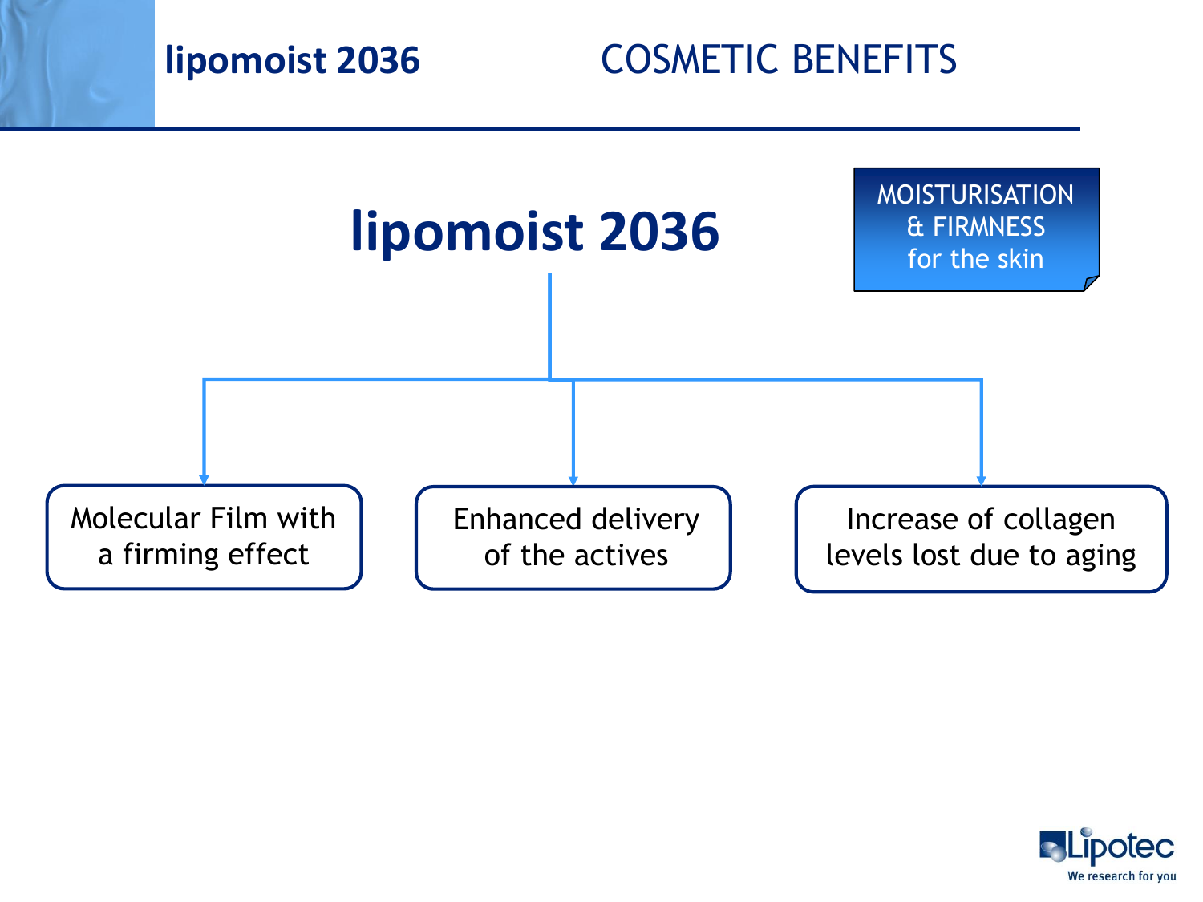# lipomoist 2036 — COSMETIC BENEFITS

## lipomoist 2036

MOISTURISATION & FIRMNESS for the skin

- Molecular Film with a firming effect
- Enhanced delivery of the actives
- Increase of collagen levels lost due to aging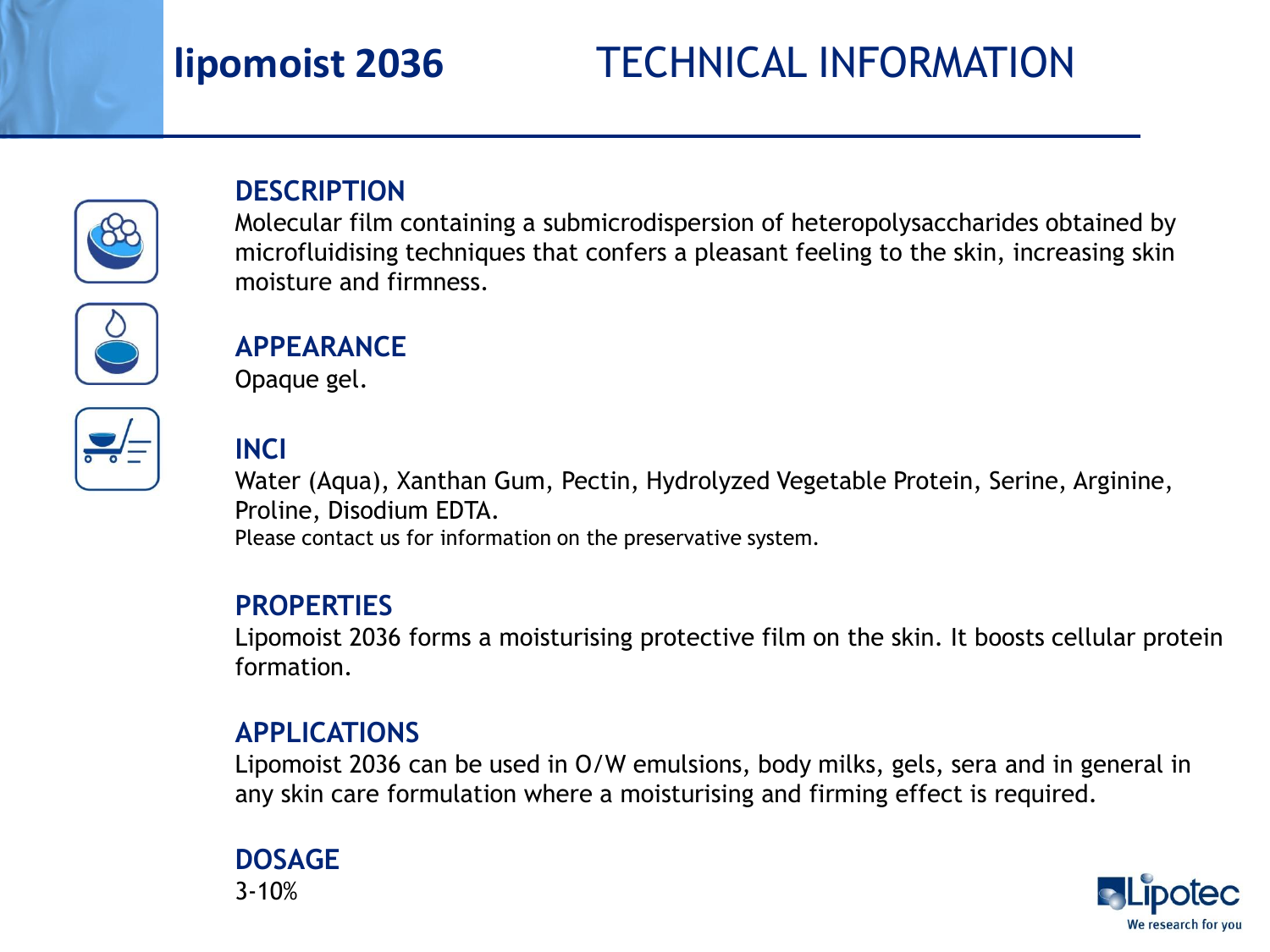# lipomoist 2036 TECHNICAL INFORMATION

## DESCRIPTION

Molecular film containing a submicrodispersion of heteropolysaccharides obtained by microfluidising techniques that confers a pleasant feeling to the skin, increasing skin moisture and firmness.

## APPEARANCE

Opaque gel.

## INCI

Water (Aqua), Xanthan Gum, Pectin, Hydrolyzed Vegetable Protein, Serine, Arginine, Proline, Disodium EDTA.

Please contact us for information on the preservative system.

## PROPERTIES

Lipomoist 2036 forms a moisturising protective film on the skin. It boosts cellular protein formation.

## APPLICATIONS

Lipomoist 2036 can be used in O/W emulsions, body milks, gels, sera and in general in any skin care formulation where a moisturising and firming effect is required.

## DOSAGE

3-10%

Lipotec
We research for you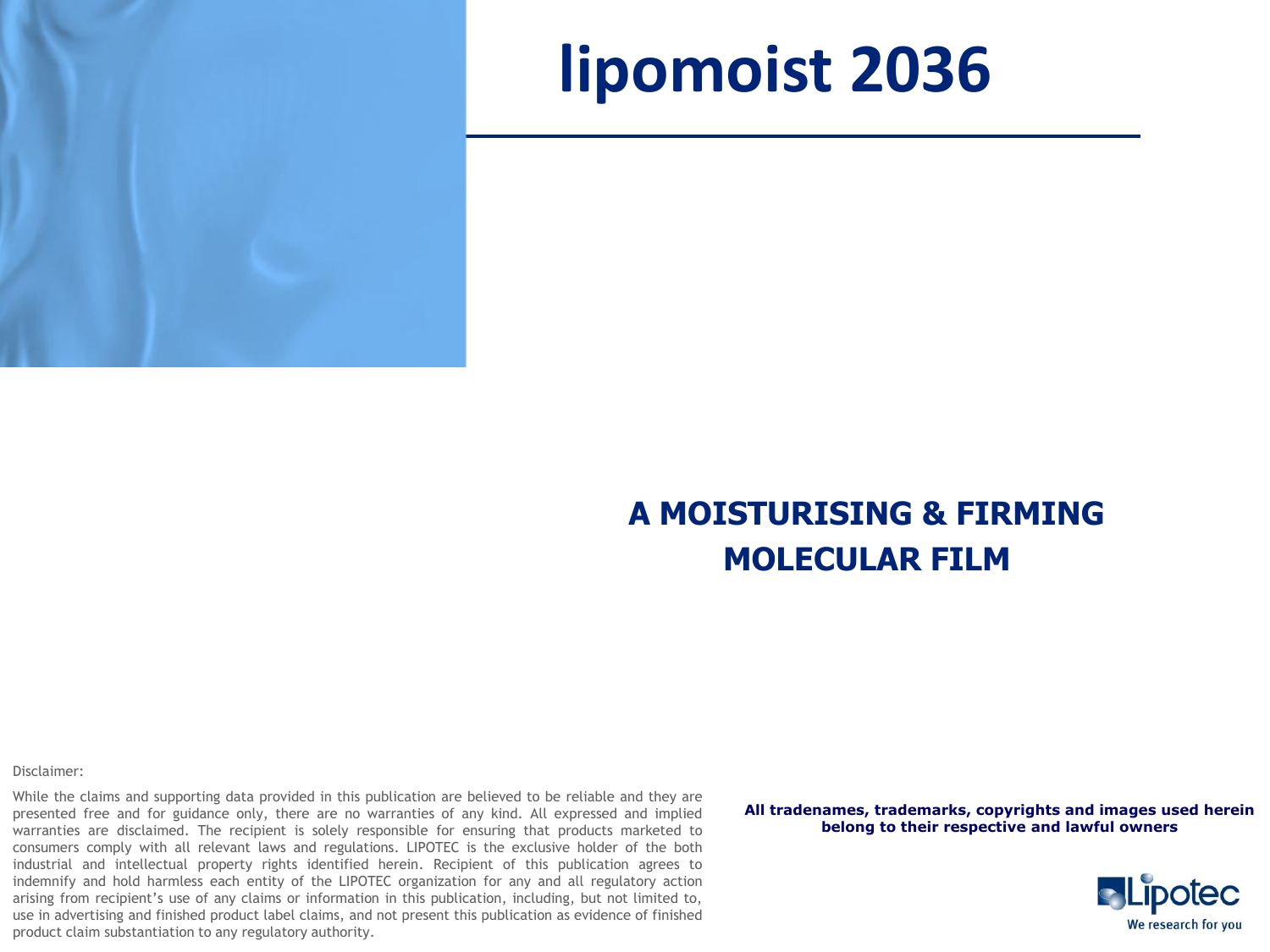# lipomoist 2036

## A MOISTURISING & FIRMING MOLECULAR FILM

Disclaimer:

While the claims and supporting data provided in this publication are believed to be reliable and they are presented free and for guidance only, there are no warranties of any kind. All expressed and implied warranties are disclaimed. The recipient is solely responsible for ensuring that products marketed to consumers comply with all relevant laws and regulations. LIPOTEC is the exclusive holder of the both industrial and intellectual property rights identified herein. Recipient of this publication agrees to indemnify and hold harmless each entity of the LIPOTEC organization for any and all regulatory action arising from recipient's use of any claims or information in this publication, including, but not limited to, use in advertising and finished product label claims, and not present this publication as evidence of finished product claim substantiation to any regulatory authority.

**All tradenames, trademarks, copyrights and images used herein belong to their respective and lawful owners**

Lipotec

We research for you